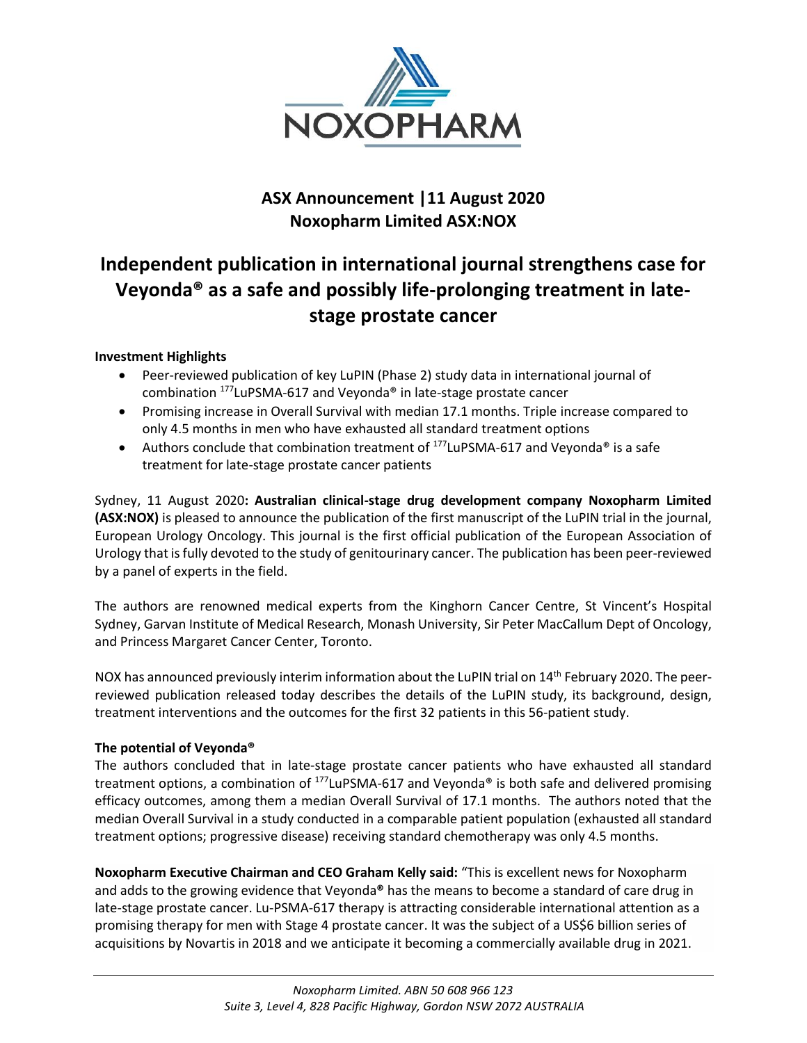# NOXOPHARM

## ASX Announcement | 11 August 2020
## Noxopharm Limited ASX:NOX

# Independent publication in international journal strengthens case for Veyonda® as a safe and possibly life-prolonging treatment in late-stage prostate cancer

**Investment Highlights**

- Peer-reviewed publication of key LuPIN (Phase 2) study data in international journal of combination $^{177}$LuPSMA-617 and Veyonda® in late-stage prostate cancer
- Promising increase in Overall Survival with median 17.1 months. Triple increase compared to only 4.5 months in men who have exhausted all standard treatment options
- Authors conclude that combination treatment of $^{177}$LuPSMA-617 and Veyonda® is a safe treatment for late-stage prostate cancer patients

Sydney, 11 August 2020**: Australian clinical-stage drug development company Noxopharm Limited (ASX:NOX)** is pleased to announce the publication of the first manuscript of the LuPIN trial in the journal, European Urology Oncology. This journal is the first official publication of the European Association of Urology that is fully devoted to the study of genitourinary cancer. The publication has been peer-reviewed by a panel of experts in the field.

The authors are renowned medical experts from the Kinghorn Cancer Centre, St Vincent's Hospital Sydney, Garvan Institute of Medical Research, Monash University, Sir Peter MacCallum Dept of Oncology, and Princess Margaret Cancer Center, Toronto.

NOX has announced previously interim information about the LuPIN trial on 14th February 2020. The peer-reviewed publication released today describes the details of the LuPIN study, its background, design, treatment interventions and the outcomes for the first 32 patients in this 56-patient study.

**The potential of Veyonda®**

The authors concluded that in late-stage prostate cancer patients who have exhausted all standard treatment options, a combination of $^{177}$LuPSMA-617 and Veyonda® is both safe and delivered promising efficacy outcomes, among them a median Overall Survival of 17.1 months. The authors noted that the median Overall Survival in a study conducted in a comparable patient population (exhausted all standard treatment options; progressive disease) receiving standard chemotherapy was only 4.5 months.

**Noxopharm Executive Chairman and CEO Graham Kelly said:** "This is excellent news for Noxopharm and adds to the growing evidence that Veyonda**®** has the means to become a standard of care drug in late-stage prostate cancer. Lu-PSMA-617 therapy is attracting considerable international attention as a promising therapy for men with Stage 4 prostate cancer. It was the subject of a US$6 billion series of acquisitions by Novartis in 2018 and we anticipate it becoming a commercially available drug in 2021.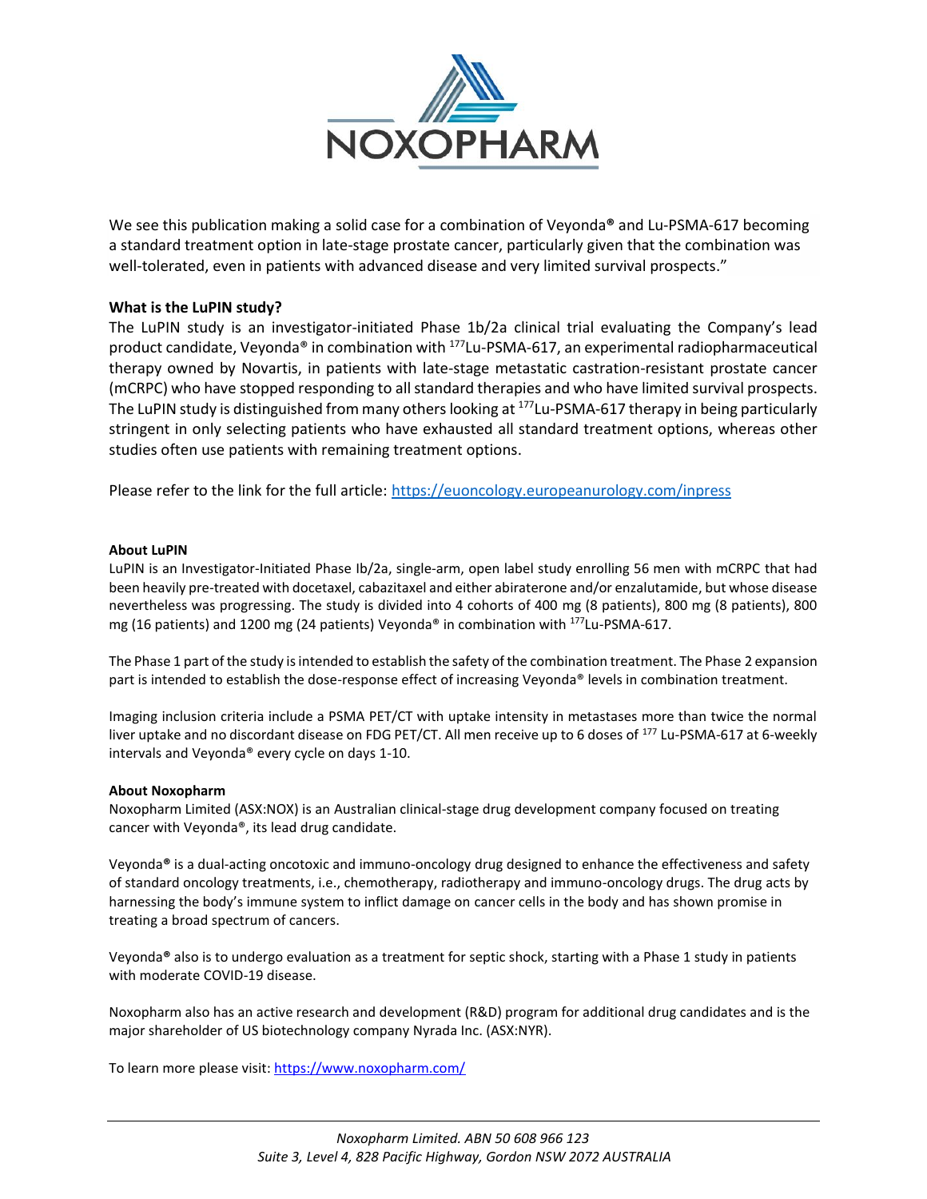We see this publication making a solid case for a combination of Veyonda® and Lu-PSMA-617 becoming a standard treatment option in late-stage prostate cancer, particularly given that the combination was well-tolerated, even in patients with advanced disease and very limited survival prospects."

**What is the LuPIN study?**

The LuPIN study is an investigator-initiated Phase 1b/2a clinical trial evaluating the Company's lead product candidate, Veyonda® in combination with $^{177}$Lu-PSMA-617, an experimental radiopharmaceutical therapy owned by Novartis, in patients with late-stage metastatic castration-resistant prostate cancer (mCRPC) who have stopped responding to all standard therapies and who have limited survival prospects. The LuPIN study is distinguished from many others looking at $^{177}$Lu-PSMA-617 therapy in being particularly stringent in only selecting patients who have exhausted all standard treatment options, whereas other studies often use patients with remaining treatment options.

Please refer to the link for the full article: https://euoncology.europeanurology.com/inpress

**About LuPIN**

LuPIN is an Investigator-Initiated Phase Ib/2a, single-arm, open label study enrolling 56 men with mCRPC that had been heavily pre-treated with docetaxel, cabazitaxel and either abiraterone and/or enzalutamide, but whose disease nevertheless was progressing. The study is divided into 4 cohorts of 400 mg (8 patients), 800 mg (8 patients), 800 mg (16 patients) and 1200 mg (24 patients) Veyonda® in combination with $^{177}$Lu-PSMA-617.

The Phase 1 part of the study is intended to establish the safety of the combination treatment. The Phase 2 expansion part is intended to establish the dose-response effect of increasing Veyonda® levels in combination treatment.

Imaging inclusion criteria include a PSMA PET/CT with uptake intensity in metastases more than twice the normal liver uptake and no discordant disease on FDG PET/CT. All men receive up to 6 doses of $^{177}$Lu-PSMA-617 at 6-weekly intervals and Veyonda® every cycle on days 1-10.

**About Noxopharm**

Noxopharm Limited (ASX:NOX) is an Australian clinical-stage drug development company focused on treating cancer with Veyonda®, its lead drug candidate.

Veyonda® is a dual-acting oncotoxic and immuno-oncology drug designed to enhance the effectiveness and safety of standard oncology treatments, i.e., chemotherapy, radiotherapy and immuno-oncology drugs. The drug acts by harnessing the body's immune system to inflict damage on cancer cells in the body and has shown promise in treating a broad spectrum of cancers.

Veyonda® also is to undergo evaluation as a treatment for septic shock, starting with a Phase 1 study in patients with moderate COVID-19 disease.

Noxopharm also has an active research and development (R&D) program for additional drug candidates and is the major shareholder of US biotechnology company Nyrada Inc. (ASX:NYR).

To learn more please visit: https://www.noxopharm.com/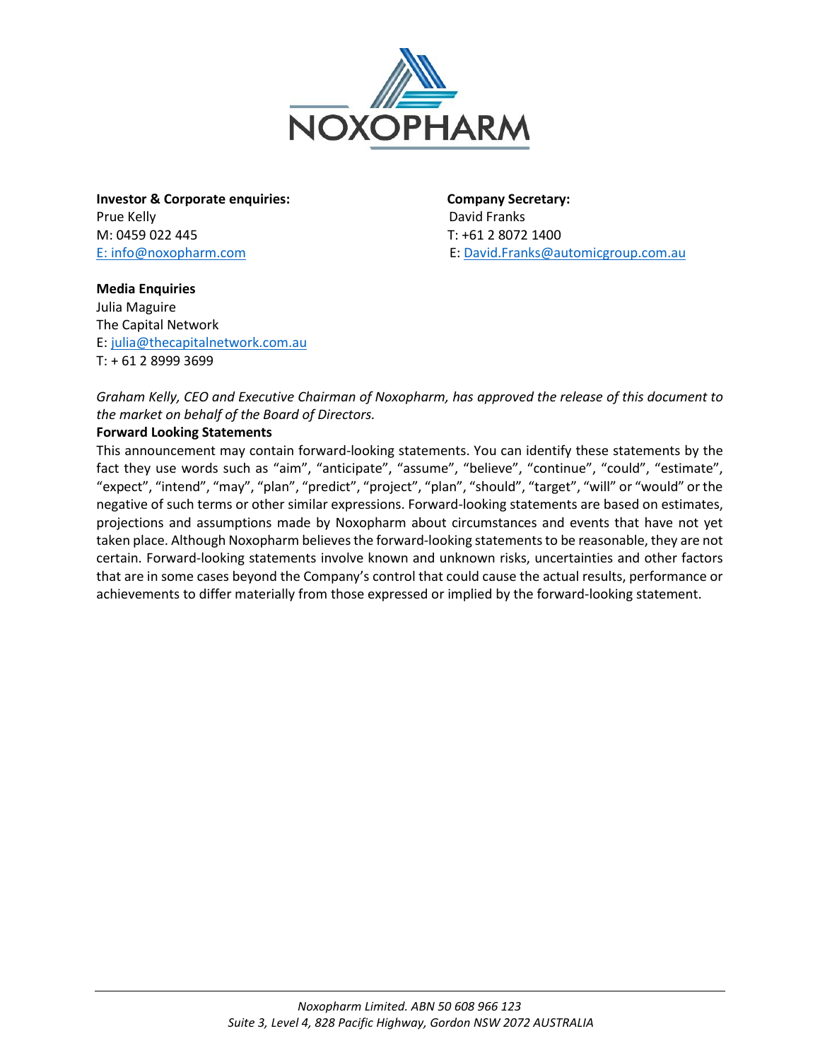**Investor & Corporate enquiries:**
Prue Kelly
M: 0459 022 445
E: info@noxopharm.com

**Company Secretary:**
David Franks
T: +61 2 8072 1400
E: David.Franks@automicgroup.com.au

**Media Enquiries**
Julia Maguire
The Capital Network
E: julia@thecapitalnetwork.com.au
T: + 61 2 8999 3699

*Graham Kelly, CEO and Executive Chairman of Noxopharm, has approved the release of this document to the market on behalf of the Board of Directors.*

**Forward Looking Statements**

This announcement may contain forward-looking statements. You can identify these statements by the fact they use words such as "aim", "anticipate", "assume", "believe", "continue", "could", "estimate", "expect", "intend", "may", "plan", "predict", "project", "plan", "should", "target", "will" or "would" or the negative of such terms or other similar expressions. Forward-looking statements are based on estimates, projections and assumptions made by Noxopharm about circumstances and events that have not yet taken place. Although Noxopharm believes the forward-looking statements to be reasonable, they are not certain. Forward-looking statements involve known and unknown risks, uncertainties and other factors that are in some cases beyond the Company's control that could cause the actual results, performance or achievements to differ materially from those expressed or implied by the forward-looking statement.

*Noxopharm Limited. ABN 50 608 966 123*
*Suite 3, Level 4, 828 Pacific Highway, Gordon NSW 2072 AUSTRALIA*